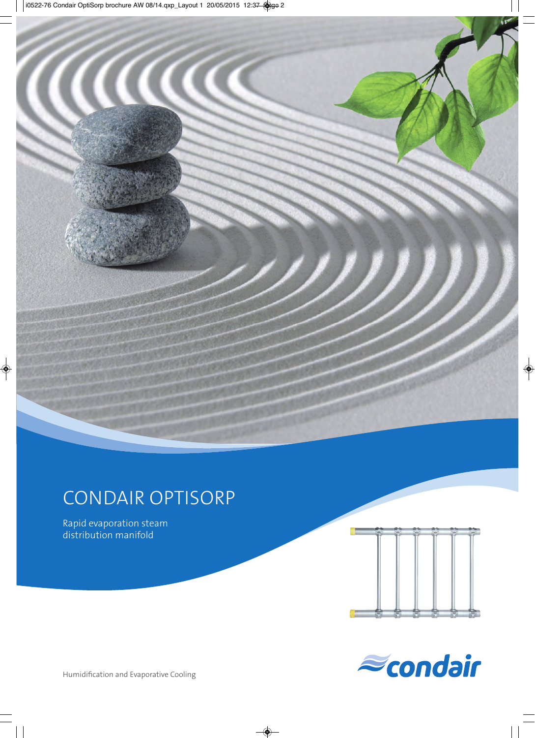# CONDAIR OPTISORP

Rapid evaporation steam distribution manifold

condair

Humidification and Evaporative Cooling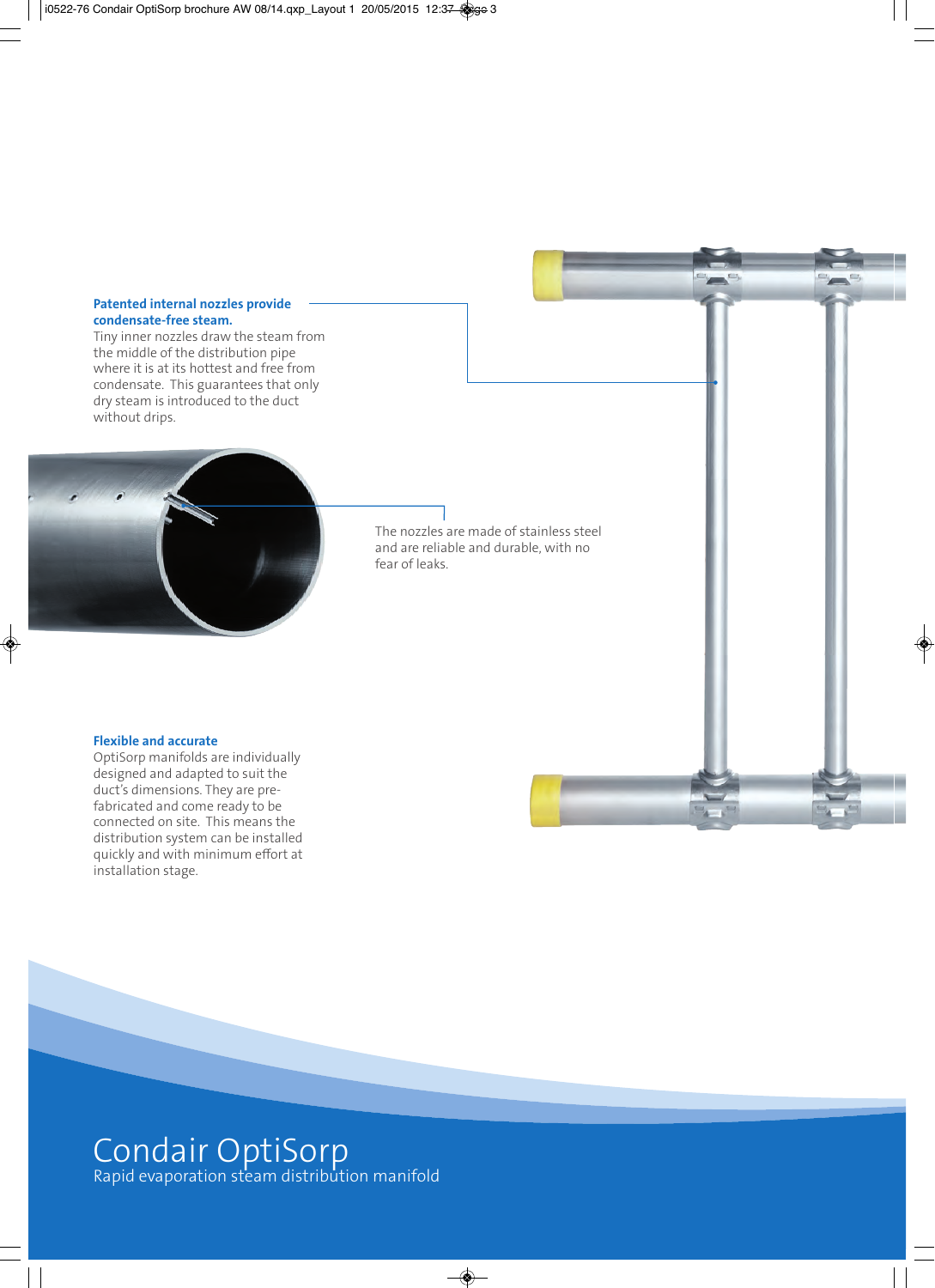**Patented internal nozzles provide condensate-free steam.**

Tiny inner nozzles draw the steam from the middle of the distribution pipe where it is at its hottest and free from condensate. This guarantees that only dry steam is introduced to the duct without drips.

The nozzles are made of stainless steel and are reliable and durable, with no fear of leaks.

**Flexible and accurate**

OptiSorp manifolds are individually designed and adapted to suit the duct's dimensions. They are pre-fabricated and come ready to be connected on site. This means the distribution system can be installed quickly and with minimum effort at installation stage.

# Condair OptiSorp

Rapid evaporation steam distribution manifold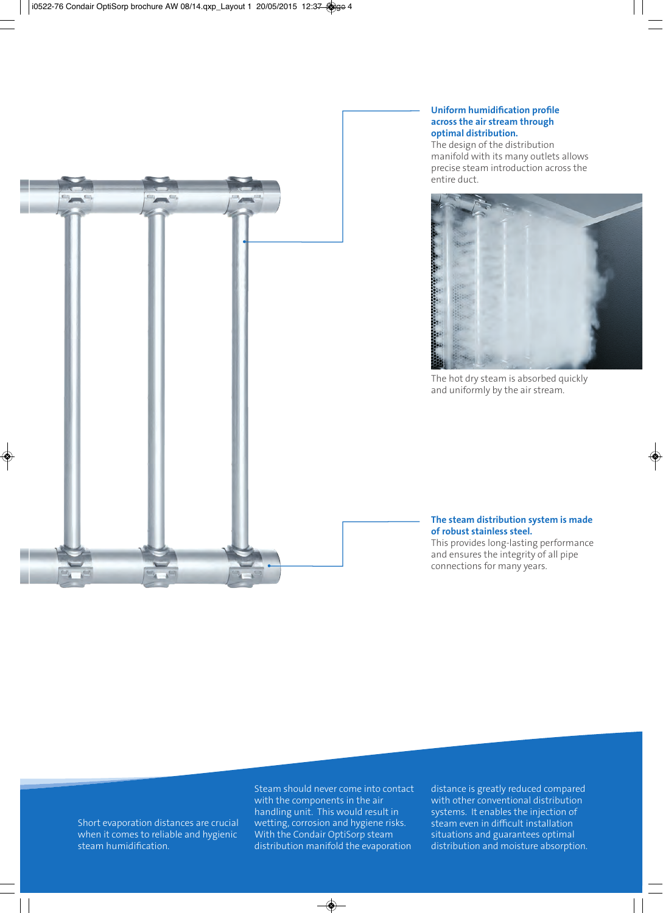**Uniform humidification profile across the air stream through optimal distribution.**
The design of the distribution manifold with its many outlets allows precise steam introduction across the entire duct.

The hot dry steam is absorbed quickly and uniformly by the air stream.

**The steam distribution system is made of robust stainless steel.**
This provides long-lasting performance and ensures the integrity of all pipe connections for many years.

Short evaporation distances are crucial when it comes to reliable and hygienic steam humidification.

Steam should never come into contact with the components in the air handling unit. This would result in wetting, corrosion and hygiene risks. With the Condair OptiSorp steam distribution manifold the evaporation distance is greatly reduced compared with other conventional distribution systems. It enables the injection of steam even in difficult installation situations and guarantees optimal distribution and moisture absorption.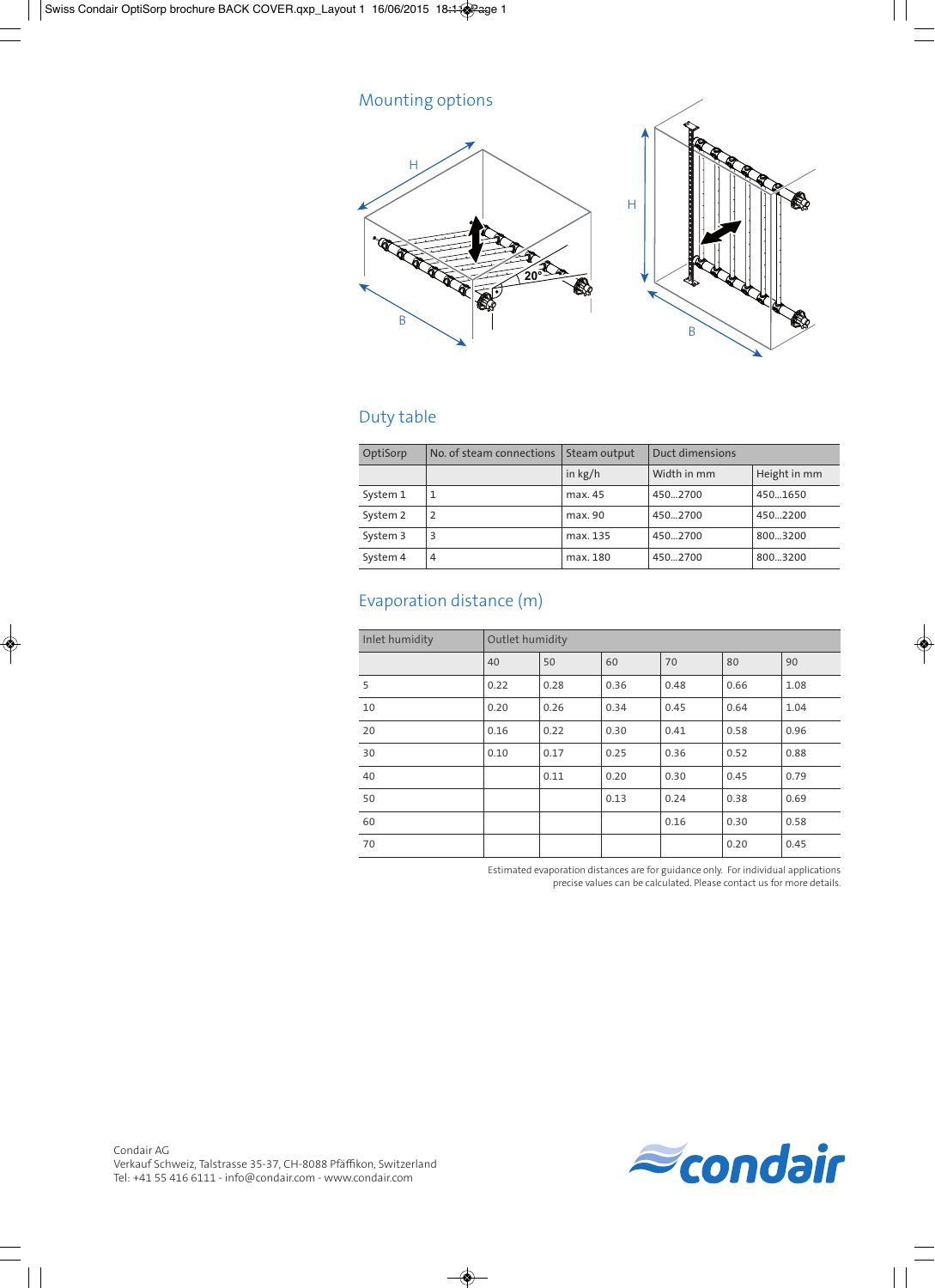## Mounting options

H

B

20°

H

B

## Duty table

| OptiSorp | No. of steam connections | Steam output | Duct dimensions | |
|---|---|---|---|---|
| | | in kg/h | Width in mm | Height in mm |
| System 1 | 1 | max. 45 | 450...2700 | 450...1650 |
| System 2 | 2 | max. 90 | 450...2700 | 450...2200 |
| System 3 | 3 | max. 135 | 450...2700 | 800...3200 |
| System 4 | 4 | max. 180 | 450...2700 | 800...3200 |

## Evaporation distance (m)

| Inlet humidity | Outlet humidity | | | | | |
|---|---|---|---|---|---|---|
| | 40 | 50 | 60 | 70 | 80 | 90 |
| 5 | 0.22 | 0.28 | 0.36 | 0.48 | 0.66 | 1.08 |
| 10 | 0.20 | 0.26 | 0.34 | 0.45 | 0.64 | 1.04 |
| 20 | 0.16 | 0.22 | 0.30 | 0.41 | 0.58 | 0.96 |
| 30 | 0.10 | 0.17 | 0.25 | 0.36 | 0.52 | 0.88 |
| 40 | | 0.11 | 0.20 | 0.30 | 0.45 | 0.79 |
| 50 | | | 0.13 | 0.24 | 0.38 | 0.69 |
| 60 | | | | 0.16 | 0.30 | 0.58 |
| 70 | | | | | 0.20 | 0.45 |

Estimated evaporation distances are for guidance only. For individual applications precise values can be calculated. Please contact us for more details.

Condair AG
Verkauf Schweiz, Talstrasse 35-37, CH-8088 Pfäffikon, Switzerland
Tel: +41 55 416 6111 - info@condair.com - www.condair.com

condair